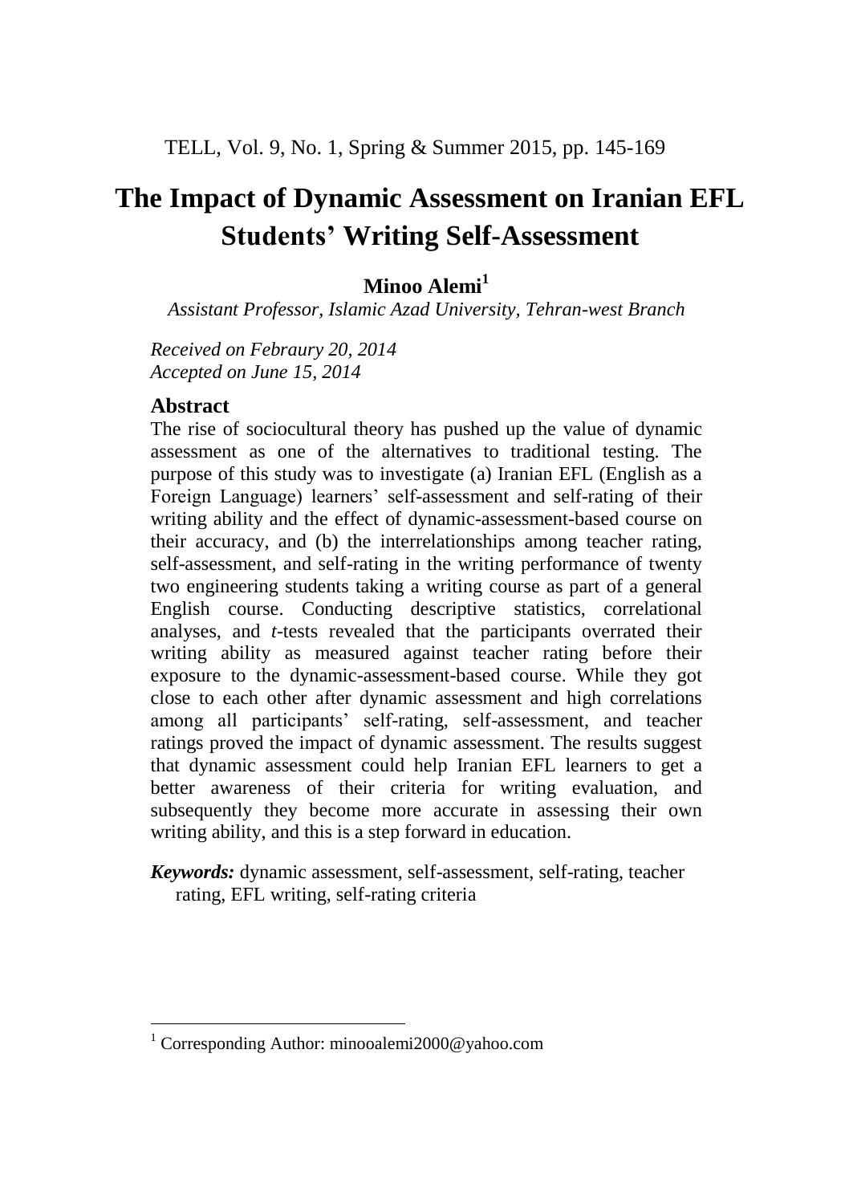# The Impact of Dynamic Assessment on Iranian EFL Students' Writing Self-Assessment

**Minoo Alemi**[1]

*Assistant Professor, Islamic Azad University, Tehran-west Branch*

*Received on Febraury 20, 2014*
*Accepted on June 15, 2014*

## Abstract

The rise of sociocultural theory has pushed up the value of dynamic assessment as one of the alternatives to traditional testing. The purpose of this study was to investigate (a) Iranian EFL (English as a Foreign Language) learners' self-assessment and self-rating of their writing ability and the effect of dynamic-assessment-based course on their accuracy, and (b) the interrelationships among teacher rating, self-assessment, and self-rating in the writing performance of twenty two engineering students taking a writing course as part of a general English course. Conducting descriptive statistics, correlational analyses, and *t*-tests revealed that the participants overrated their writing ability as measured against teacher rating before their exposure to the dynamic-assessment-based course. While they got close to each other after dynamic assessment and high correlations among all participants' self-rating, self-assessment, and teacher ratings proved the impact of dynamic assessment. The results suggest that dynamic assessment could help Iranian EFL learners to get a better awareness of their criteria for writing evaluation, and subsequently they become more accurate in assessing their own writing ability, and this is a step forward in education.

***Keywords:*** dynamic assessment, self-assessment, self-rating, teacher rating, EFL writing, self-rating criteria

---

[1] Corresponding Author: minooalemi2000@yahoo.com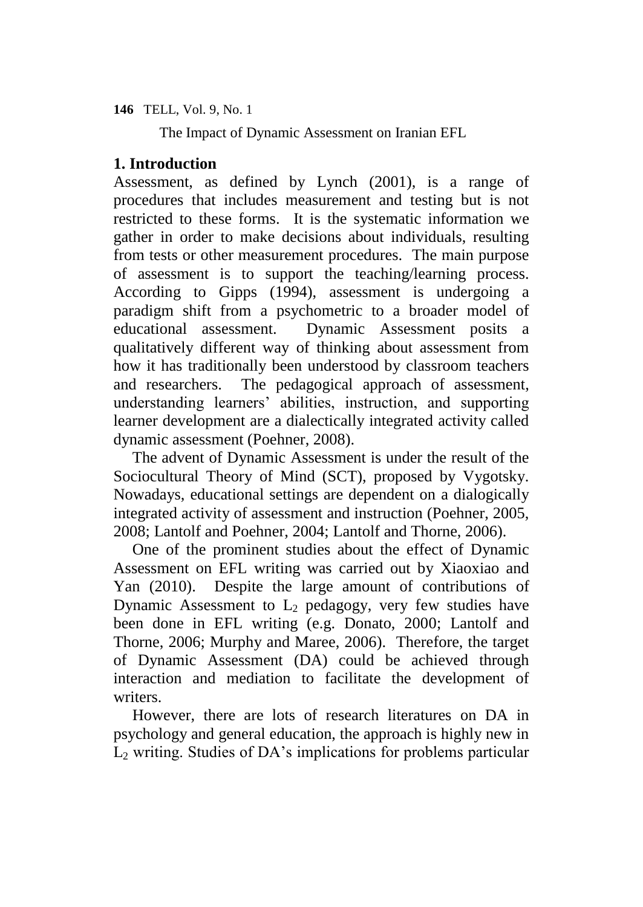## 1. Introduction

Assessment, as defined by Lynch (2001), is a range of procedures that includes measurement and testing but is not restricted to these forms. It is the systematic information we gather in order to make decisions about individuals, resulting from tests or other measurement procedures. The main purpose of assessment is to support the teaching/learning process. According to Gipps (1994), assessment is undergoing a paradigm shift from a psychometric to a broader model of educational assessment. Dynamic Assessment posits a qualitatively different way of thinking about assessment from how it has traditionally been understood by classroom teachers and researchers. The pedagogical approach of assessment, understanding learners' abilities, instruction, and supporting learner development are a dialectically integrated activity called dynamic assessment (Poehner, 2008).

The advent of Dynamic Assessment is under the result of the Sociocultural Theory of Mind (SCT), proposed by Vygotsky. Nowadays, educational settings are dependent on a dialogically integrated activity of assessment and instruction (Poehner, 2005, 2008; Lantolf and Poehner, 2004; Lantolf and Thorne, 2006).

One of the prominent studies about the effect of Dynamic Assessment on EFL writing was carried out by Xiaoxiao and Yan (2010). Despite the large amount of contributions of Dynamic Assessment to $L_2$ pedagogy, very few studies have been done in EFL writing (e.g. Donato, 2000; Lantolf and Thorne, 2006; Murphy and Maree, 2006). Therefore, the target of Dynamic Assessment (DA) could be achieved through interaction and mediation to facilitate the development of writers.

However, there are lots of research literatures on DA in psychology and general education, the approach is highly new in $L_2$ writing. Studies of DA's implications for problems particular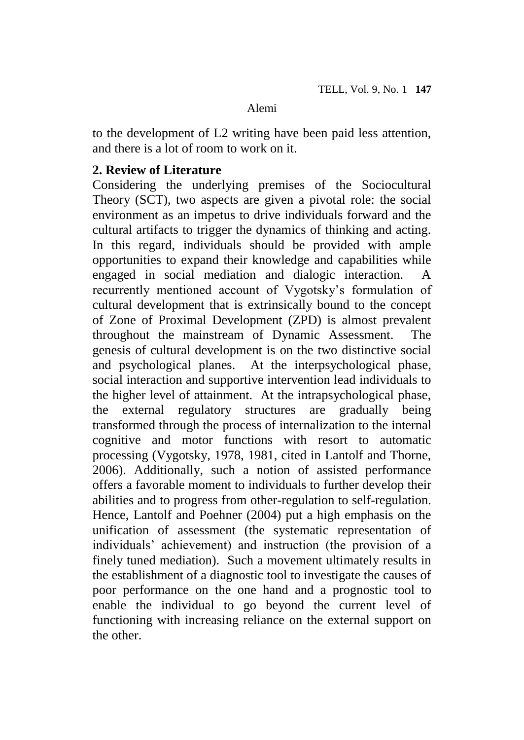to the development of L2 writing have been paid less attention, and there is a lot of room to work on it.

## 2. Review of Literature

Considering the underlying premises of the Sociocultural Theory (SCT), two aspects are given a pivotal role: the social environment as an impetus to drive individuals forward and the cultural artifacts to trigger the dynamics of thinking and acting. In this regard, individuals should be provided with ample opportunities to expand their knowledge and capabilities while engaged in social mediation and dialogic interaction. A recurrently mentioned account of Vygotsky's formulation of cultural development that is extrinsically bound to the concept of Zone of Proximal Development (ZPD) is almost prevalent throughout the mainstream of Dynamic Assessment. The genesis of cultural development is on the two distinctive social and psychological planes. At the interpsychological phase, social interaction and supportive intervention lead individuals to the higher level of attainment. At the intrapsychological phase, the external regulatory structures are gradually being transformed through the process of internalization to the internal cognitive and motor functions with resort to automatic processing (Vygotsky, 1978, 1981, cited in Lantolf and Thorne, 2006). Additionally, such a notion of assisted performance offers a favorable moment to individuals to further develop their abilities and to progress from other-regulation to self-regulation. Hence, Lantolf and Poehner (2004) put a high emphasis on the unification of assessment (the systematic representation of individuals' achievement) and instruction (the provision of a finely tuned mediation). Such a movement ultimately results in the establishment of a diagnostic tool to investigate the causes of poor performance on the one hand and a prognostic tool to enable the individual to go beyond the current level of functioning with increasing reliance on the external support on the other.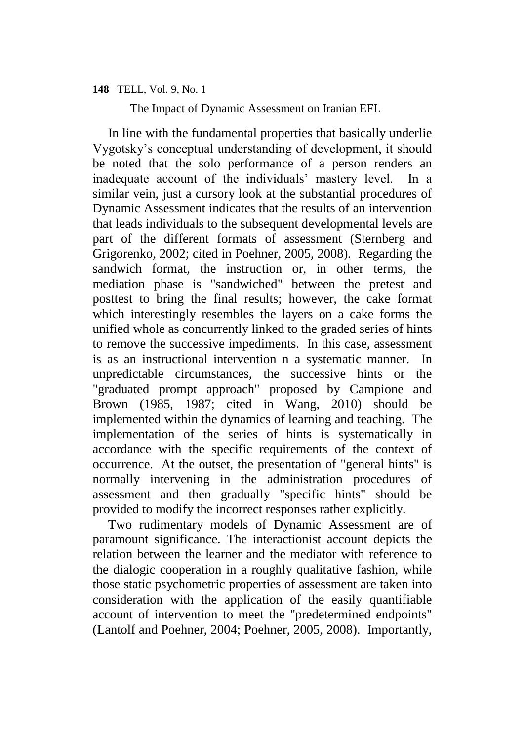In line with the fundamental properties that basically underlie Vygotsky's conceptual understanding of development, it should be noted that the solo performance of a person renders an inadequate account of the individuals' mastery level. In a similar vein, just a cursory look at the substantial procedures of Dynamic Assessment indicates that the results of an intervention that leads individuals to the subsequent developmental levels are part of the different formats of assessment (Sternberg and Grigorenko, 2002; cited in Poehner, 2005, 2008). Regarding the sandwich format, the instruction or, in other terms, the mediation phase is "sandwiched" between the pretest and posttest to bring the final results; however, the cake format which interestingly resembles the layers on a cake forms the unified whole as concurrently linked to the graded series of hints to remove the successive impediments. In this case, assessment is as an instructional intervention n a systematic manner. In unpredictable circumstances, the successive hints or the "graduated prompt approach" proposed by Campione and Brown (1985, 1987; cited in Wang, 2010) should be implemented within the dynamics of learning and teaching. The implementation of the series of hints is systematically in accordance with the specific requirements of the context of occurrence. At the outset, the presentation of "general hints" is normally intervening in the administration procedures of assessment and then gradually "specific hints" should be provided to modify the incorrect responses rather explicitly.

Two rudimentary models of Dynamic Assessment are of paramount significance. The interactionist account depicts the relation between the learner and the mediator with reference to the dialogic cooperation in a roughly qualitative fashion, while those static psychometric properties of assessment are taken into consideration with the application of the easily quantifiable account of intervention to meet the "predetermined endpoints" (Lantolf and Poehner, 2004; Poehner, 2005, 2008). Importantly,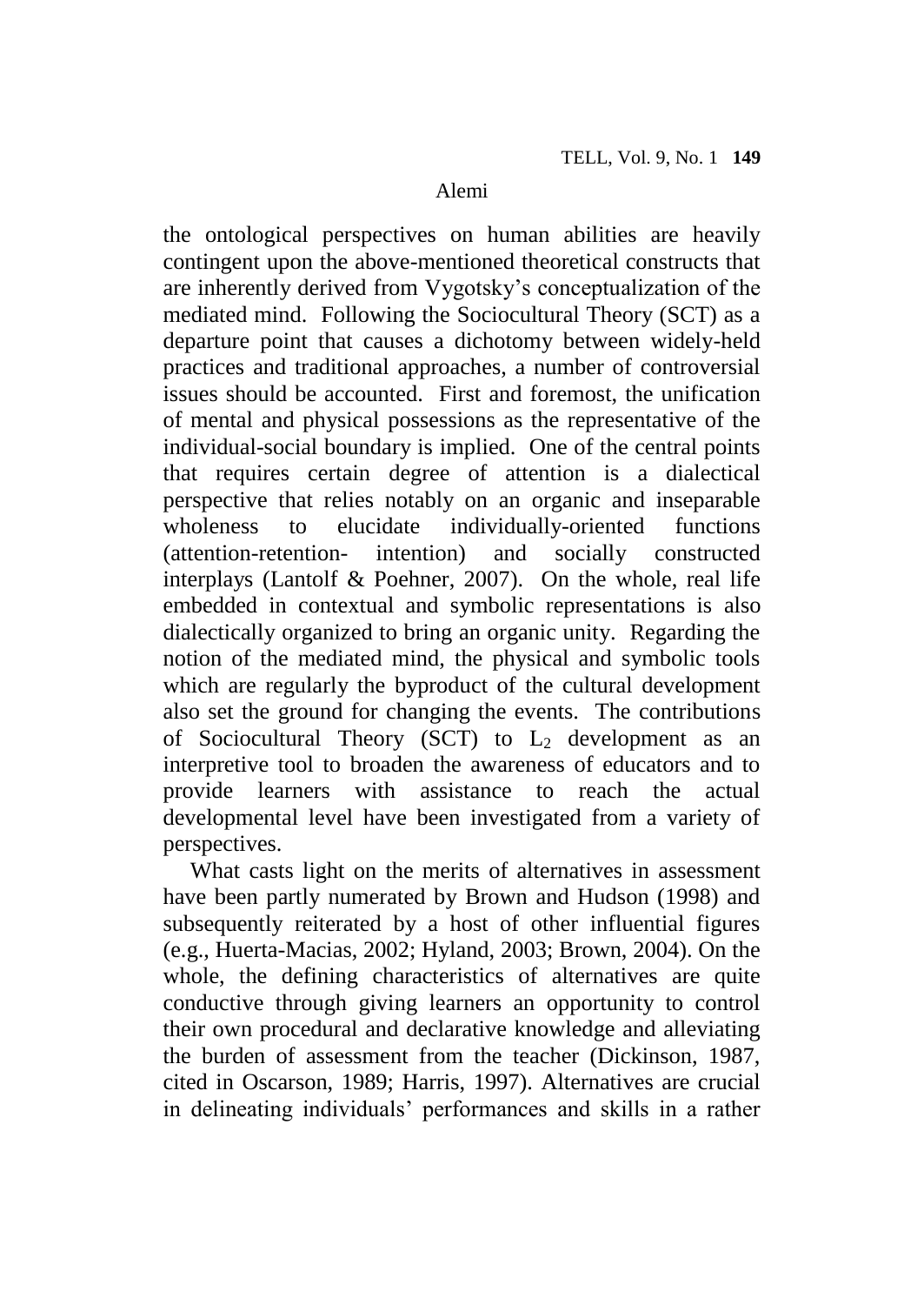the ontological perspectives on human abilities are heavily contingent upon the above-mentioned theoretical constructs that are inherently derived from Vygotsky's conceptualization of the mediated mind. Following the Sociocultural Theory (SCT) as a departure point that causes a dichotomy between widely-held practices and traditional approaches, a number of controversial issues should be accounted. First and foremost, the unification of mental and physical possessions as the representative of the individual-social boundary is implied. One of the central points that requires certain degree of attention is a dialectical perspective that relies notably on an organic and inseparable wholeness to elucidate individually-oriented functions (attention-retention- intention) and socially constructed interplays (Lantolf & Poehner, 2007). On the whole, real life embedded in contextual and symbolic representations is also dialectically organized to bring an organic unity. Regarding the notion of the mediated mind, the physical and symbolic tools which are regularly the byproduct of the cultural development also set the ground for changing the events. The contributions of Sociocultural Theory (SCT) to $L_2$ development as an interpretive tool to broaden the awareness of educators and to provide learners with assistance to reach the actual developmental level have been investigated from a variety of perspectives.

What casts light on the merits of alternatives in assessment have been partly numerated by Brown and Hudson (1998) and subsequently reiterated by a host of other influential figures (e.g., Huerta-Macias, 2002; Hyland, 2003; Brown, 2004). On the whole, the defining characteristics of alternatives are quite conductive through giving learners an opportunity to control their own procedural and declarative knowledge and alleviating the burden of assessment from the teacher (Dickinson, 1987, cited in Oscarson, 1989; Harris, 1997). Alternatives are crucial in delineating individuals' performances and skills in a rather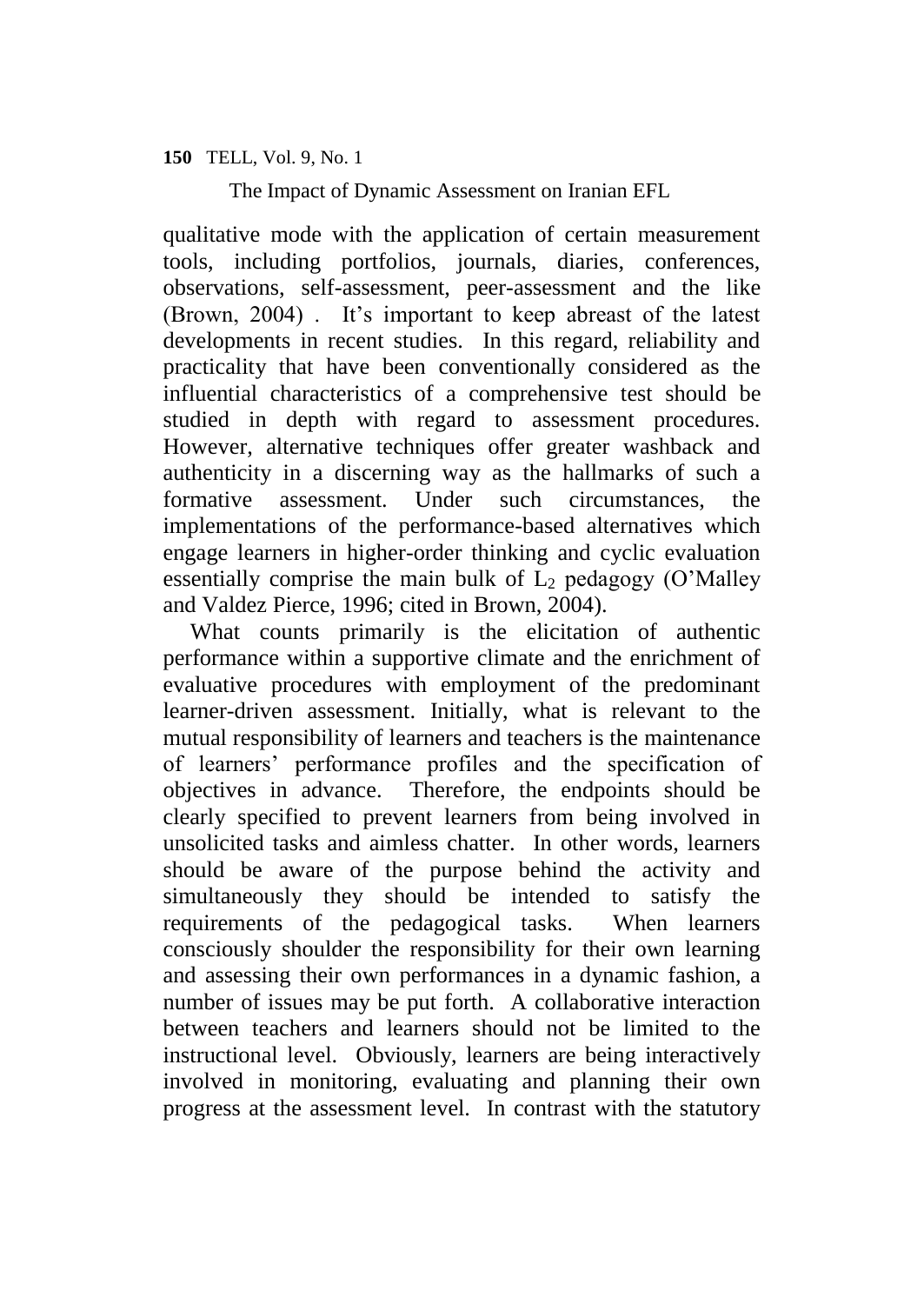qualitative mode with the application of certain measurement tools, including portfolios, journals, diaries, conferences, observations, self-assessment, peer-assessment and the like (Brown, 2004) . It's important to keep abreast of the latest developments in recent studies. In this regard, reliability and practicality that have been conventionally considered as the influential characteristics of a comprehensive test should be studied in depth with regard to assessment procedures. However, alternative techniques offer greater washback and authenticity in a discerning way as the hallmarks of such a formative assessment. Under such circumstances, the implementations of the performance-based alternatives which engage learners in higher-order thinking and cyclic evaluation essentially comprise the main bulk of $L_2$ pedagogy (O'Malley and Valdez Pierce, 1996; cited in Brown, 2004).

What counts primarily is the elicitation of authentic performance within a supportive climate and the enrichment of evaluative procedures with employment of the predominant learner-driven assessment. Initially, what is relevant to the mutual responsibility of learners and teachers is the maintenance of learners' performance profiles and the specification of objectives in advance. Therefore, the endpoints should be clearly specified to prevent learners from being involved in unsolicited tasks and aimless chatter. In other words, learners should be aware of the purpose behind the activity and simultaneously they should be intended to satisfy the requirements of the pedagogical tasks. When learners consciously shoulder the responsibility for their own learning and assessing their own performances in a dynamic fashion, a number of issues may be put forth. A collaborative interaction between teachers and learners should not be limited to the instructional level. Obviously, learners are being interactively involved in monitoring, evaluating and planning their own progress at the assessment level. In contrast with the statutory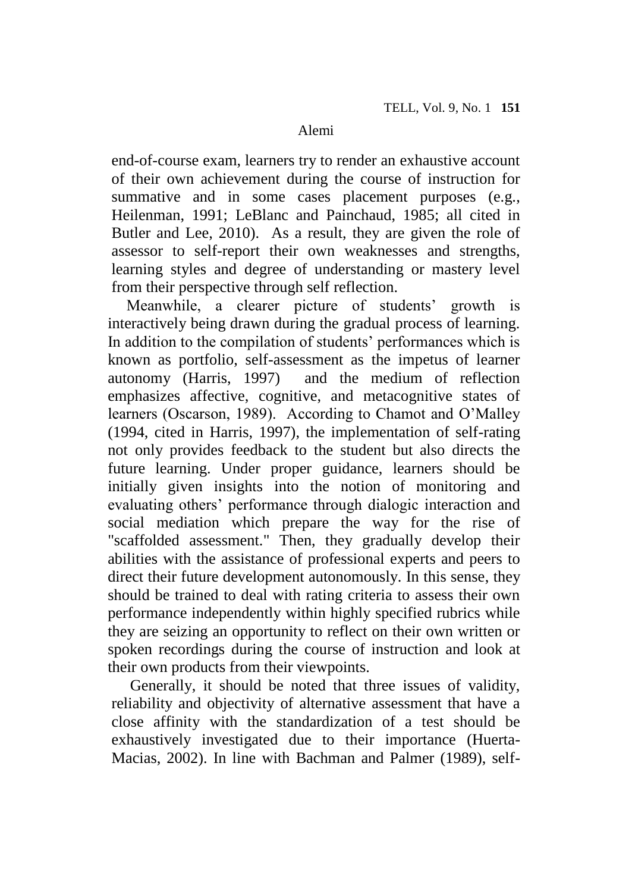end-of-course exam, learners try to render an exhaustive account of their own achievement during the course of instruction for summative and in some cases placement purposes (e.g., Heilenman, 1991; LeBlanc and Painchaud, 1985; all cited in Butler and Lee, 2010). As a result, they are given the role of assessor to self-report their own weaknesses and strengths, learning styles and degree of understanding or mastery level from their perspective through self reflection.

Meanwhile, a clearer picture of students' growth is interactively being drawn during the gradual process of learning. In addition to the compilation of students' performances which is known as portfolio, self-assessment as the impetus of learner autonomy (Harris, 1997) and the medium of reflection emphasizes affective, cognitive, and metacognitive states of learners (Oscarson, 1989). According to Chamot and O'Malley (1994, cited in Harris, 1997), the implementation of self-rating not only provides feedback to the student but also directs the future learning. Under proper guidance, learners should be initially given insights into the notion of monitoring and evaluating others' performance through dialogic interaction and social mediation which prepare the way for the rise of "scaffolded assessment." Then, they gradually develop their abilities with the assistance of professional experts and peers to direct their future development autonomously. In this sense, they should be trained to deal with rating criteria to assess their own performance independently within highly specified rubrics while they are seizing an opportunity to reflect on their own written or spoken recordings during the course of instruction and look at their own products from their viewpoints.

Generally, it should be noted that three issues of validity, reliability and objectivity of alternative assessment that have a close affinity with the standardization of a test should be exhaustively investigated due to their importance (Huerta-Macias, 2002). In line with Bachman and Palmer (1989), self-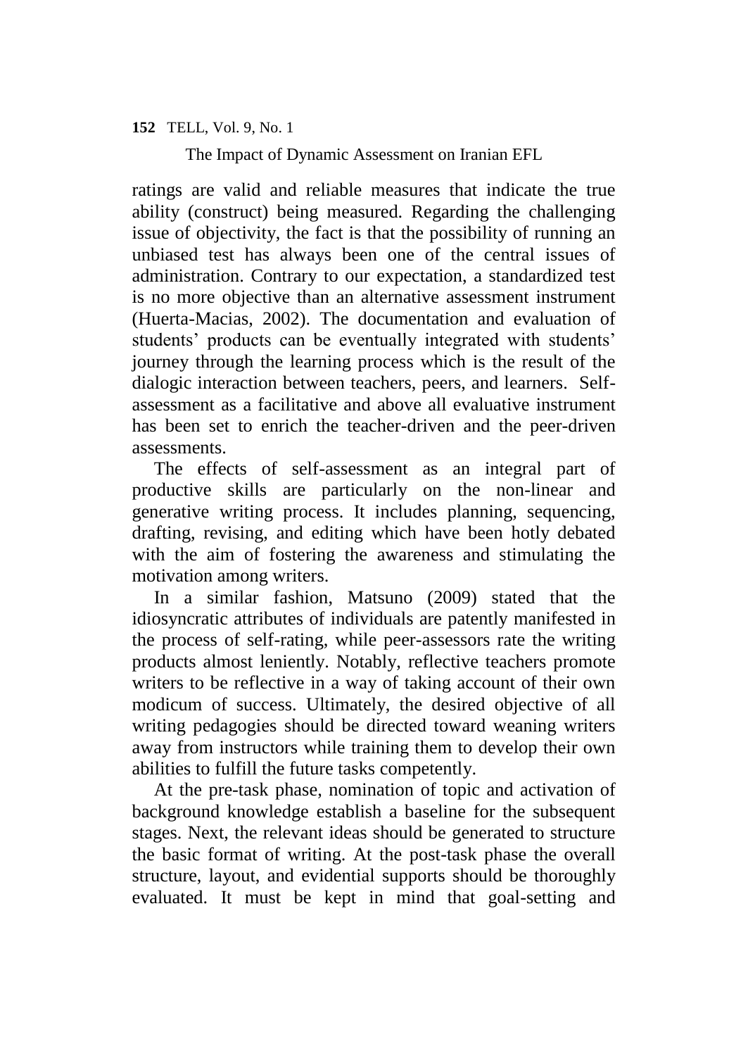ratings are valid and reliable measures that indicate the true ability (construct) being measured. Regarding the challenging issue of objectivity, the fact is that the possibility of running an unbiased test has always been one of the central issues of administration. Contrary to our expectation, a standardized test is no more objective than an alternative assessment instrument (Huerta-Macias, 2002). The documentation and evaluation of students' products can be eventually integrated with students' journey through the learning process which is the result of the dialogic interaction between teachers, peers, and learners. Self-assessment as a facilitative and above all evaluative instrument has been set to enrich the teacher-driven and the peer-driven assessments.

The effects of self-assessment as an integral part of productive skills are particularly on the non-linear and generative writing process. It includes planning, sequencing, drafting, revising, and editing which have been hotly debated with the aim of fostering the awareness and stimulating the motivation among writers.

In a similar fashion, Matsuno (2009) stated that the idiosyncratic attributes of individuals are patently manifested in the process of self-rating, while peer-assessors rate the writing products almost leniently. Notably, reflective teachers promote writers to be reflective in a way of taking account of their own modicum of success. Ultimately, the desired objective of all writing pedagogies should be directed toward weaning writers away from instructors while training them to develop their own abilities to fulfill the future tasks competently.

At the pre-task phase, nomination of topic and activation of background knowledge establish a baseline for the subsequent stages. Next, the relevant ideas should be generated to structure the basic format of writing. At the post-task phase the overall structure, layout, and evidential supports should be thoroughly evaluated. It must be kept in mind that goal-setting and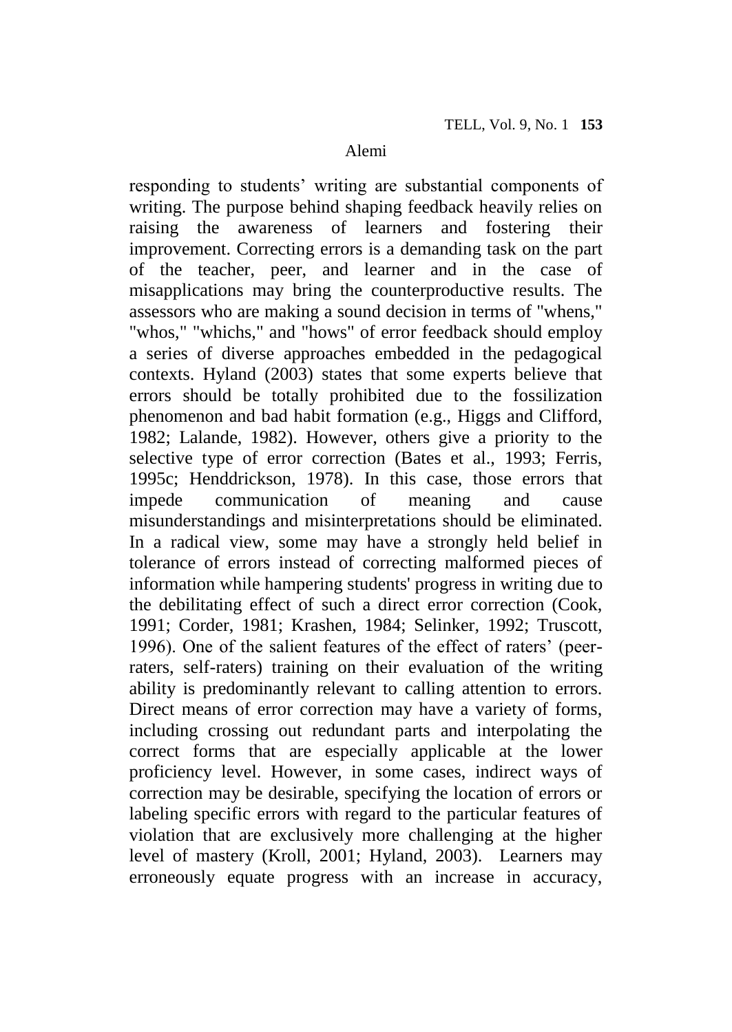responding to students' writing are substantial components of writing. The purpose behind shaping feedback heavily relies on raising the awareness of learners and fostering their improvement. Correcting errors is a demanding task on the part of the teacher, peer, and learner and in the case of misapplications may bring the counterproductive results. The assessors who are making a sound decision in terms of "whens," "whos," "whichs," and "hows" of error feedback should employ a series of diverse approaches embedded in the pedagogical contexts. Hyland (2003) states that some experts believe that errors should be totally prohibited due to the fossilization phenomenon and bad habit formation (e.g., Higgs and Clifford, 1982; Lalande, 1982). However, others give a priority to the selective type of error correction (Bates et al., 1993; Ferris, 1995c; Henddrickson, 1978). In this case, those errors that impede communication of meaning and cause misunderstandings and misinterpretations should be eliminated. In a radical view, some may have a strongly held belief in tolerance of errors instead of correcting malformed pieces of information while hampering students' progress in writing due to the debilitating effect of such a direct error correction (Cook, 1991; Corder, 1981; Krashen, 1984; Selinker, 1992; Truscott, 1996). One of the salient features of the effect of raters' (peer-raters, self-raters) training on their evaluation of the writing ability is predominantly relevant to calling attention to errors. Direct means of error correction may have a variety of forms, including crossing out redundant parts and interpolating the correct forms that are especially applicable at the lower proficiency level. However, in some cases, indirect ways of correction may be desirable, specifying the location of errors or labeling specific errors with regard to the particular features of violation that are exclusively more challenging at the higher level of mastery (Kroll, 2001; Hyland, 2003). Learners may erroneously equate progress with an increase in accuracy,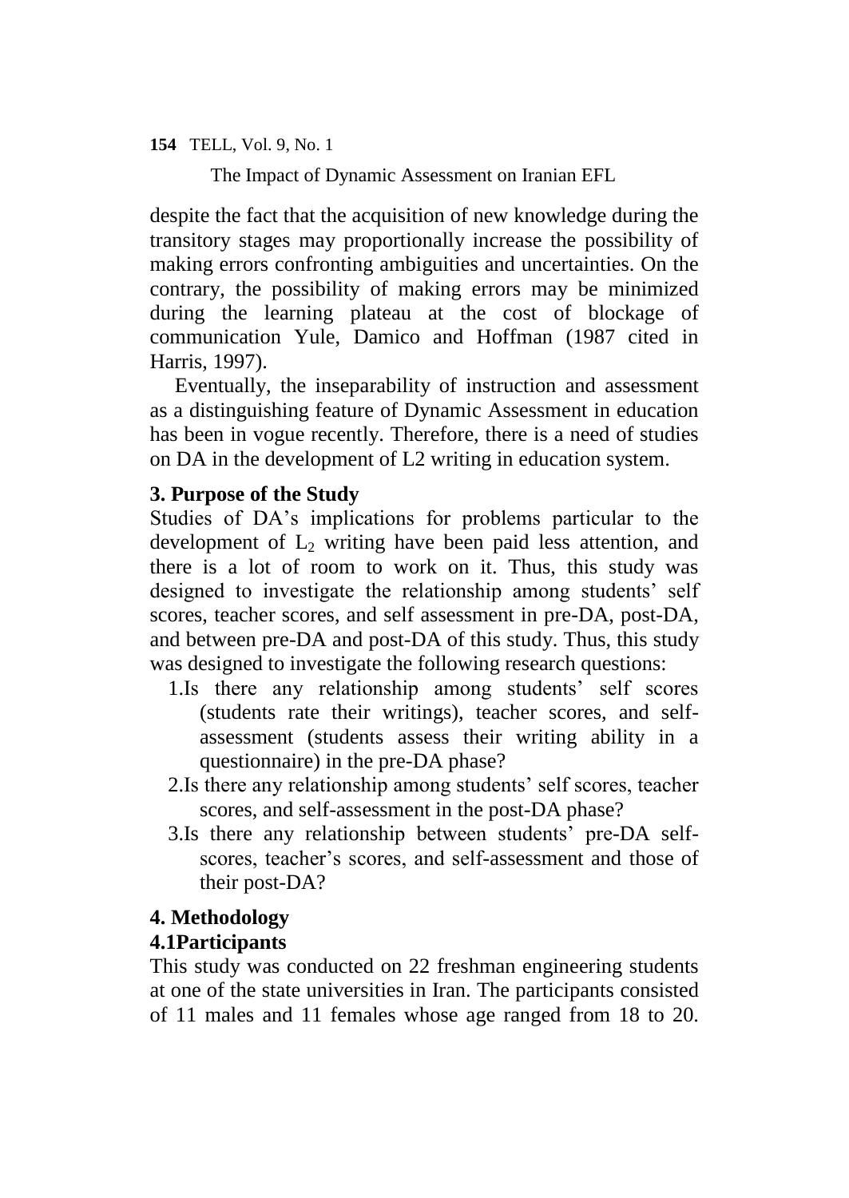despite the fact that the acquisition of new knowledge during the transitory stages may proportionally increase the possibility of making errors confronting ambiguities and uncertainties. On the contrary, the possibility of making errors may be minimized during the learning plateau at the cost of blockage of communication Yule, Damico and Hoffman (1987 cited in Harris, 1997).

Eventually, the inseparability of instruction and assessment as a distinguishing feature of Dynamic Assessment in education has been in vogue recently. Therefore, there is a need of studies on DA in the development of L2 writing in education system.

## 3. Purpose of the Study

Studies of DA's implications for problems particular to the development of $L_2$ writing have been paid less attention, and there is a lot of room to work on it. Thus, this study was designed to investigate the relationship among students' self scores, teacher scores, and self assessment in pre-DA, post-DA, and between pre-DA and post-DA of this study. Thus, this study was designed to investigate the following research questions:

1. Is there any relationship among students' self scores (students rate their writings), teacher scores, and self-assessment (students assess their writing ability in a questionnaire) in the pre-DA phase?
2. Is there any relationship among students' self scores, teacher scores, and self-assessment in the post-DA phase?
3. Is there any relationship between students' pre-DA self-scores, teacher's scores, and self-assessment and those of their post-DA?

## 4. Methodology

### 4.1Participants

This study was conducted on 22 freshman engineering students at one of the state universities in Iran. The participants consisted of 11 males and 11 females whose age ranged from 18 to 20.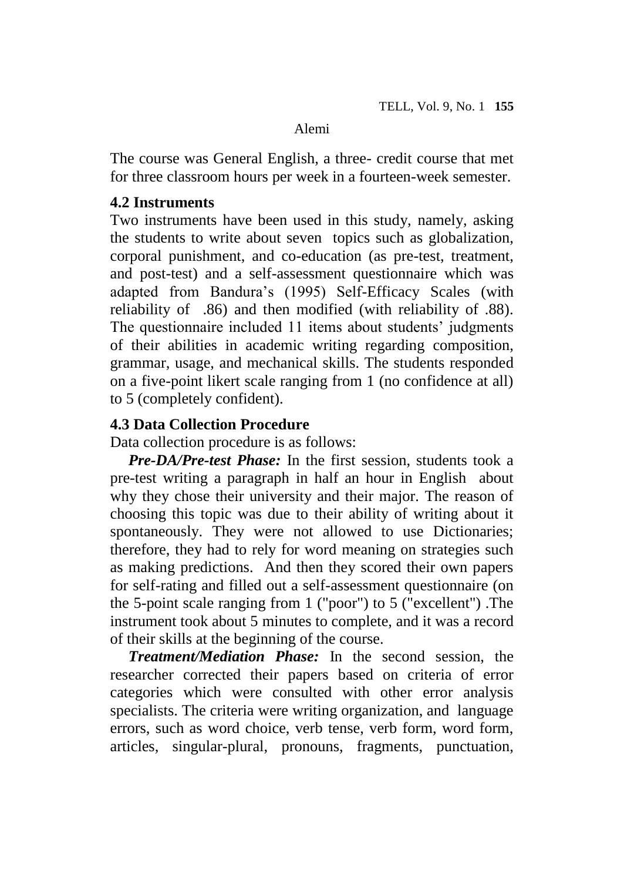The course was General English, a three- credit course that met for three classroom hours per week in a fourteen-week semester.

### 4.2 Instruments

Two instruments have been used in this study, namely, asking the students to write about seven topics such as globalization, corporal punishment, and co-education (as pre-test, treatment, and post-test) and a self-assessment questionnaire which was adapted from Bandura's (1995) Self-Efficacy Scales (with reliability of .86) and then modified (with reliability of .88). The questionnaire included 11 items about students' judgments of their abilities in academic writing regarding composition, grammar, usage, and mechanical skills. The students responded on a five-point likert scale ranging from 1 (no confidence at all) to 5 (completely confident).

### 4.3 Data Collection Procedure

Data collection procedure is as follows:

***Pre-DA/Pre-test Phase:*** In the first session, students took a pre-test writing a paragraph in half an hour in English about why they chose their university and their major. The reason of choosing this topic was due to their ability of writing about it spontaneously. They were not allowed to use Dictionaries; therefore, they had to rely for word meaning on strategies such as making predictions. And then they scored their own papers for self-rating and filled out a self-assessment questionnaire (on the 5-point scale ranging from 1 ("poor") to 5 ("excellent") .The instrument took about 5 minutes to complete, and it was a record of their skills at the beginning of the course.

***Treatment/Mediation Phase:*** In the second session, the researcher corrected their papers based on criteria of error categories which were consulted with other error analysis specialists. The criteria were writing organization, and language errors, such as word choice, verb tense, verb form, word form, articles, singular-plural, pronouns, fragments, punctuation,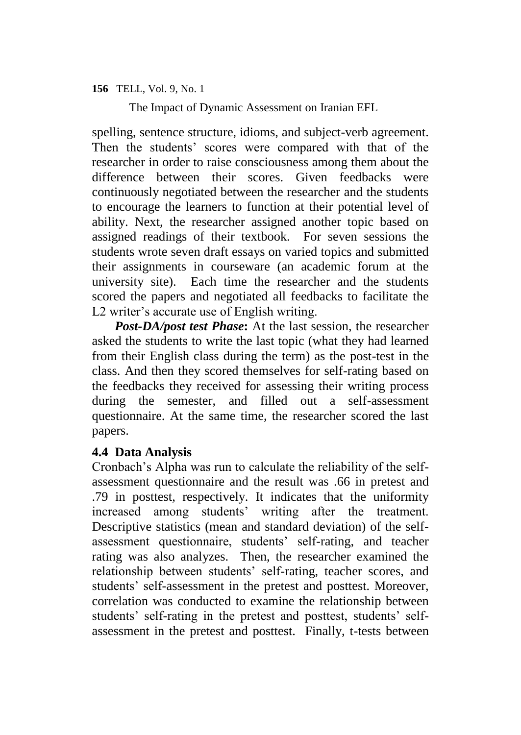spelling, sentence structure, idioms, and subject-verb agreement. Then the students' scores were compared with that of the researcher in order to raise consciousness among them about the difference between their scores. Given feedbacks were continuously negotiated between the researcher and the students to encourage the learners to function at their potential level of ability. Next, the researcher assigned another topic based on assigned readings of their textbook. For seven sessions the students wrote seven draft essays on varied topics and submitted their assignments in courseware (an academic forum at the university site). Each time the researcher and the students scored the papers and negotiated all feedbacks to facilitate the L2 writer's accurate use of English writing.

***Post-DA/post test Phase*:** At the last session, the researcher asked the students to write the last topic (what they had learned from their English class during the term) as the post-test in the class. And then they scored themselves for self-rating based on the feedbacks they received for assessing their writing process during the semester, and filled out a self-assessment questionnaire. At the same time, the researcher scored the last papers.

### 4.4 Data Analysis

Cronbach's Alpha was run to calculate the reliability of the self-assessment questionnaire and the result was .66 in pretest and .79 in posttest, respectively. It indicates that the uniformity increased among students' writing after the treatment. Descriptive statistics (mean and standard deviation) of the self-assessment questionnaire, students' self-rating, and teacher rating was also analyzes. Then, the researcher examined the relationship between students' self-rating, teacher scores, and students' self-assessment in the pretest and posttest. Moreover, correlation was conducted to examine the relationship between students' self-rating in the pretest and posttest, students' self-assessment in the pretest and posttest. Finally, t-tests between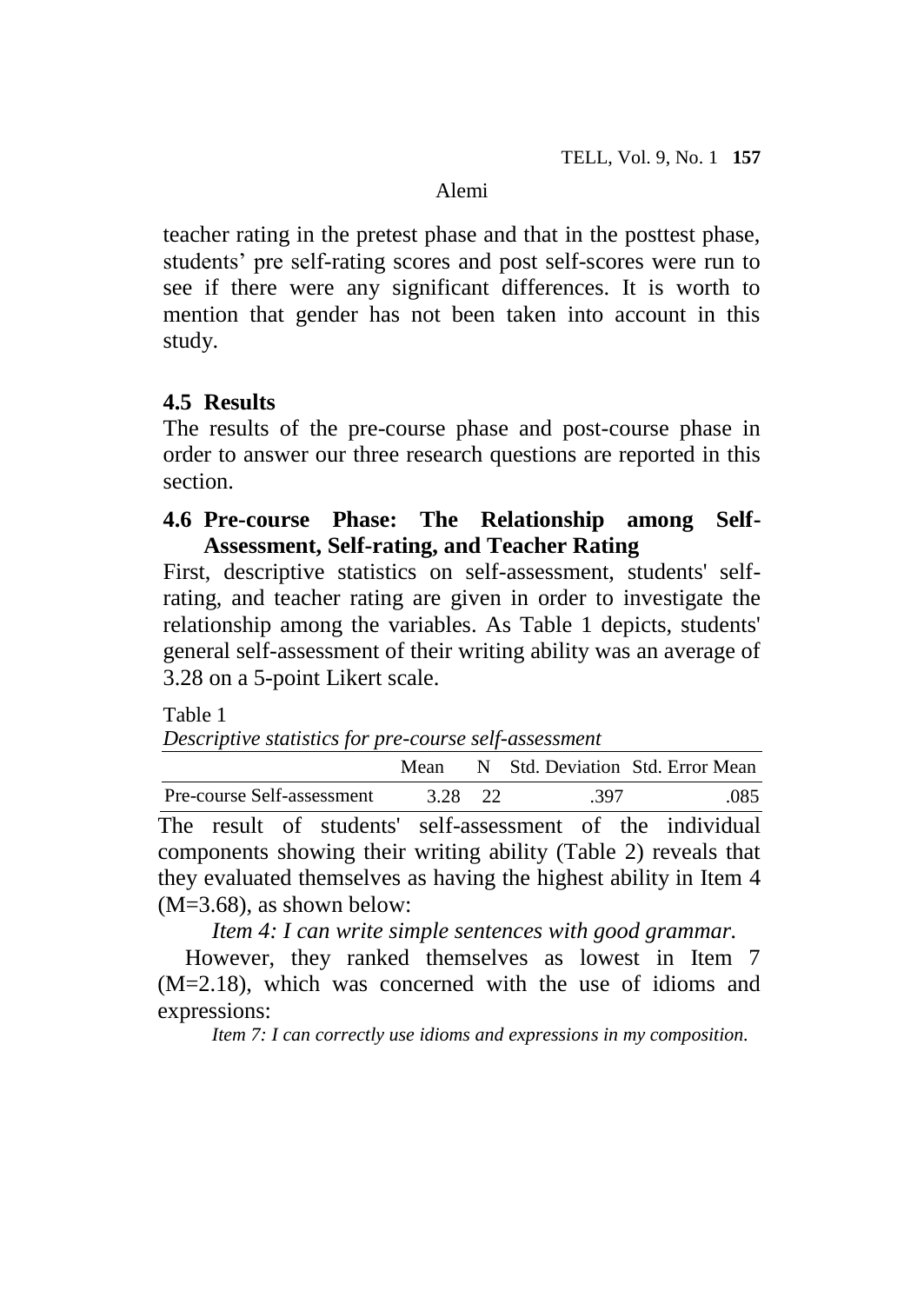teacher rating in the pretest phase and that in the posttest phase, students' pre self-rating scores and post self-scores were run to see if there were any significant differences. It is worth to mention that gender has not been taken into account in this study.

### 4.5 Results

The results of the pre-course phase and post-course phase in order to answer our three research questions are reported in this section.

### 4.6 Pre-course Phase: The Relationship among Self-Assessment, Self-rating, and Teacher Rating

First, descriptive statistics on self-assessment, students' self-rating, and teacher rating are given in order to investigate the relationship among the variables. As Table 1 depicts, students' general self-assessment of their writing ability was an average of 3.28 on a 5-point Likert scale.

Table 1
*Descriptive statistics for pre-course self-assessment*

| | Mean | N | Std. Deviation | Std. Error Mean |
|---|---|---|---|---|
| Pre-course Self-assessment | 3.28 | 22 | .397 | .085 |

The result of students' self-assessment of the individual components showing their writing ability (Table 2) reveals that they evaluated themselves as having the highest ability in Item 4 (M=3.68), as shown below:

*Item 4: I can write simple sentences with good grammar.*

However, they ranked themselves as lowest in Item 7 (M=2.18), which was concerned with the use of idioms and expressions:

*Item 7: I can correctly use idioms and expressions in my composition.*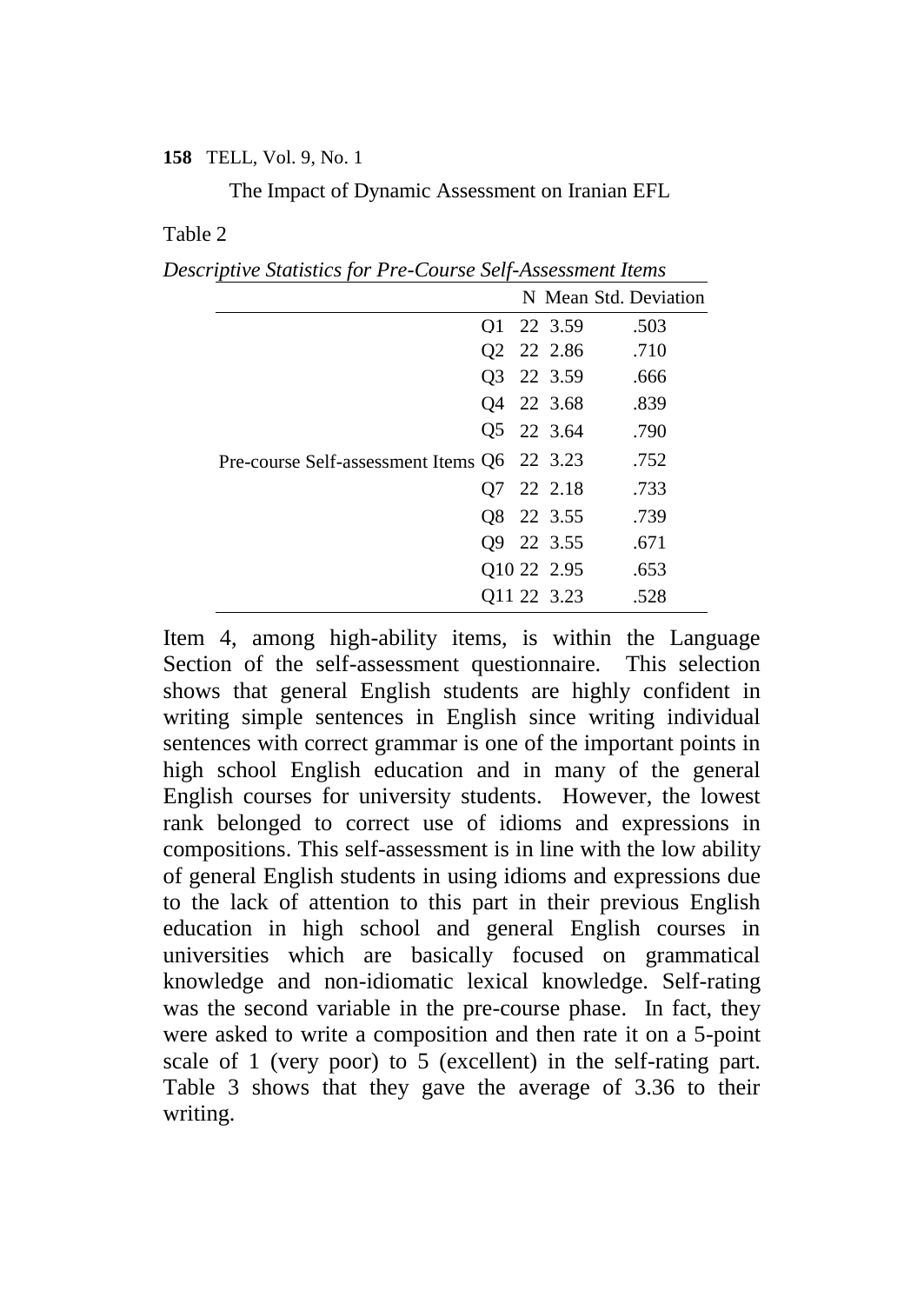Table 2

*Descriptive Statistics for Pre-Course Self-Assessment Items*

| | | N | Mean | Std. Deviation |
|---|---|---|---|---|
| Pre-course Self-assessment Items | Q1 | 22 | 3.59 | .503 |
| | Q2 | 22 | 2.86 | .710 |
| | Q3 | 22 | 3.59 | .666 |
| | Q4 | 22 | 3.68 | .839 |
| | Q5 | 22 | 3.64 | .790 |
| | Q6 | 22 | 3.23 | .752 |
| | Q7 | 22 | 2.18 | .733 |
| | Q8 | 22 | 3.55 | .739 |
| | Q9 | 22 | 3.55 | .671 |
| | Q10 | 22 | 2.95 | .653 |
| | Q11 | 22 | 3.23 | .528 |

Item 4, among high-ability items, is within the Language Section of the self-assessment questionnaire. This selection shows that general English students are highly confident in writing simple sentences in English since writing individual sentences with correct grammar is one of the important points in high school English education and in many of the general English courses for university students. However, the lowest rank belonged to correct use of idioms and expressions in compositions. This self-assessment is in line with the low ability of general English students in using idioms and expressions due to the lack of attention to this part in their previous English education in high school and general English courses in universities which are basically focused on grammatical knowledge and non-idiomatic lexical knowledge. Self-rating was the second variable in the pre-course phase. In fact, they were asked to write a composition and then rate it on a 5-point scale of 1 (very poor) to 5 (excellent) in the self-rating part. Table 3 shows that they gave the average of 3.36 to their writing.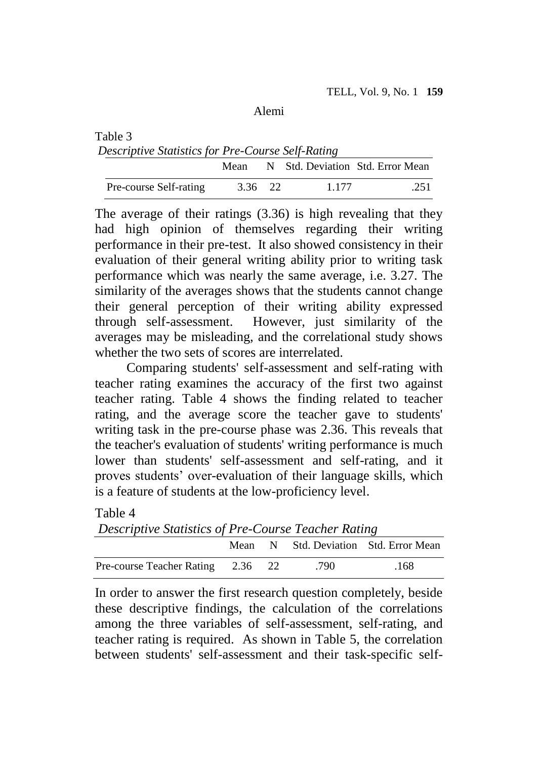Table 3

*Descriptive Statistics for Pre-Course Self-Rating*

| | Mean | N | Std. Deviation | Std. Error Mean |
|---|---|---|---|---|
| Pre-course Self-rating | 3.36 | 22 | 1.177 | .251 |

The average of their ratings (3.36) is high revealing that they had high opinion of themselves regarding their writing performance in their pre-test. It also showed consistency in their evaluation of their general writing ability prior to writing task performance which was nearly the same average, i.e. 3.27. The similarity of the averages shows that the students cannot change their general perception of their writing ability expressed through self-assessment. However, just similarity of the averages may be misleading, and the correlational study shows whether the two sets of scores are interrelated.

Comparing students' self-assessment and self-rating with teacher rating examines the accuracy of the first two against teacher rating. Table 4 shows the finding related to teacher rating, and the average score the teacher gave to students' writing task in the pre-course phase was 2.36. This reveals that the teacher's evaluation of students' writing performance is much lower than students' self-assessment and self-rating, and it proves students' over-evaluation of their language skills, which is a feature of students at the low-proficiency level.

Table 4

*Descriptive Statistics of Pre-Course Teacher Rating*

| | Mean | N | Std. Deviation | Std. Error Mean |
|---|---|---|---|---|
| Pre-course Teacher Rating | 2.36 | 22 | .790 | .168 |

In order to answer the first research question completely, beside these descriptive findings, the calculation of the correlations among the three variables of self-assessment, self-rating, and teacher rating is required. As shown in Table 5, the correlation between students' self-assessment and their task-specific self-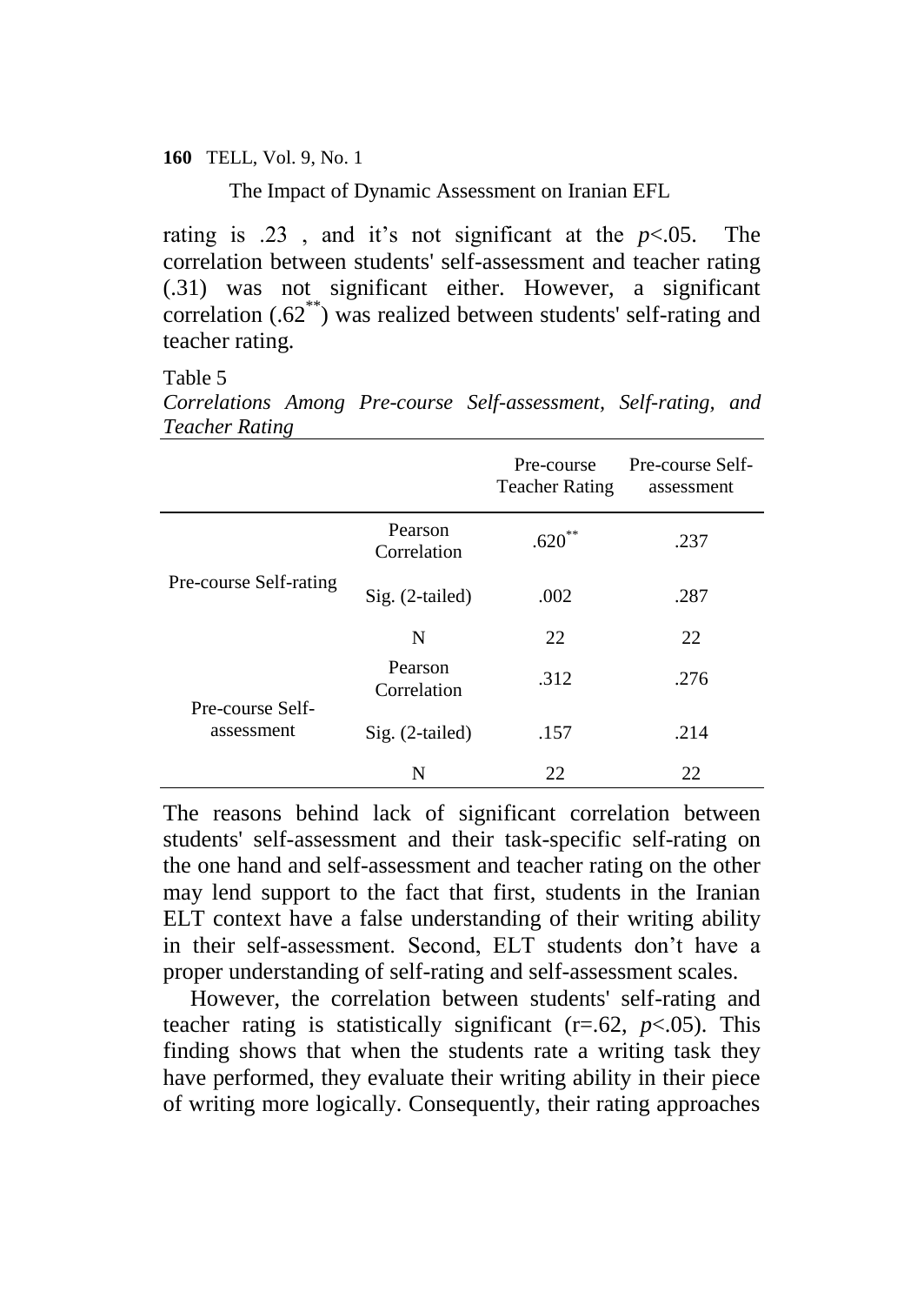rating is .23 , and it's not significant at the $p<.05$. The correlation between students' self-assessment and teacher rating (.31) was not significant either. However, a significant correlation ($.62^{**}$) was realized between students' self-rating and teacher rating.

Table 5

*Correlations Among Pre-course Self-assessment, Self-rating, and Teacher Rating*

| | | Pre-course Teacher Rating | Pre-course Self-assessment |
|---|---|---|---|
| Pre-course Self-rating | Pearson Correlation | $.620^{**}$ | .237 |
| | Sig. (2-tailed) | .002 | .287 |
| | N | 22 | 22 |
| Pre-course Self-assessment | Pearson Correlation | .312 | .276 |
| | Sig. (2-tailed) | .157 | .214 |
| | N | 22 | 22 |

The reasons behind lack of significant correlation between students' self-assessment and their task-specific self-rating on the one hand and self-assessment and teacher rating on the other may lend support to the fact that first, students in the Iranian ELT context have a false understanding of their writing ability in their self-assessment. Second, ELT students don't have a proper understanding of self-rating and self-assessment scales.

However, the correlation between students' self-rating and teacher rating is statistically significant ($r=.62$, $p<.05$). This finding shows that when the students rate a writing task they have performed, they evaluate their writing ability in their piece of writing more logically. Consequently, their rating approaches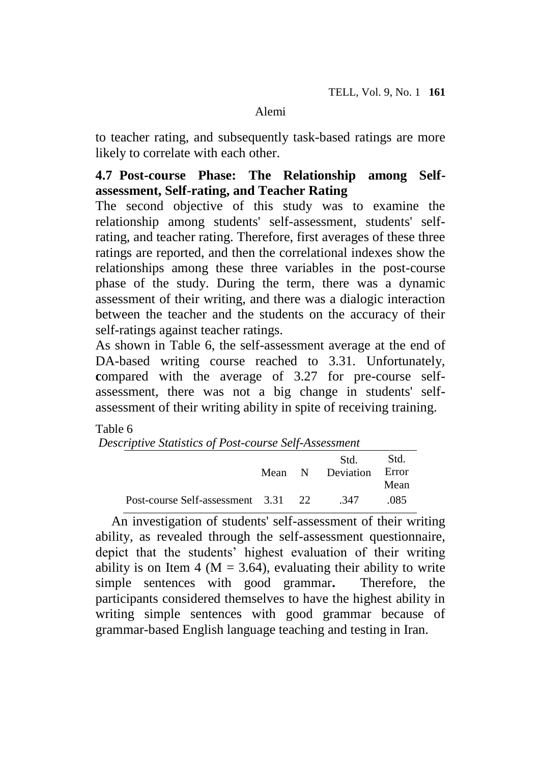to teacher rating, and subsequently task-based ratings are more likely to correlate with each other.

### 4.7 Post-course Phase: The Relationship among Self-assessment, Self-rating, and Teacher Rating

The second objective of this study was to examine the relationship among students' self-assessment, students' self-rating, and teacher rating. Therefore, first averages of these three ratings are reported, and then the correlational indexes show the relationships among these three variables in the post-course phase of the study. During the term, there was a dynamic assessment of their writing, and there was a dialogic interaction between the teacher and the students on the accuracy of their self-ratings against teacher ratings.

As shown in Table 6, the self-assessment average at the end of DA-based writing course reached to 3.31. Unfortunately, **c**ompared with the average of 3.27 for pre-course self-assessment, there was not a big change in students' self-assessment of their writing ability in spite of receiving training.

Table 6

*Descriptive Statistics of Post-course Self-Assessment*

| | Mean | N | Std. Deviation | Std. Error Mean |
|---|---|---|---|---|
| Post-course Self-assessment | 3.31 | 22 | .347 | .085 |

An investigation of students' self-assessment of their writing ability, as revealed through the self-assessment questionnaire, depict that the students' highest evaluation of their writing ability is on Item 4 ($M = 3.64$), evaluating their ability to write simple sentences with good grammar**.** Therefore, the participants considered themselves to have the highest ability in writing simple sentences with good grammar because of grammar-based English language teaching and testing in Iran.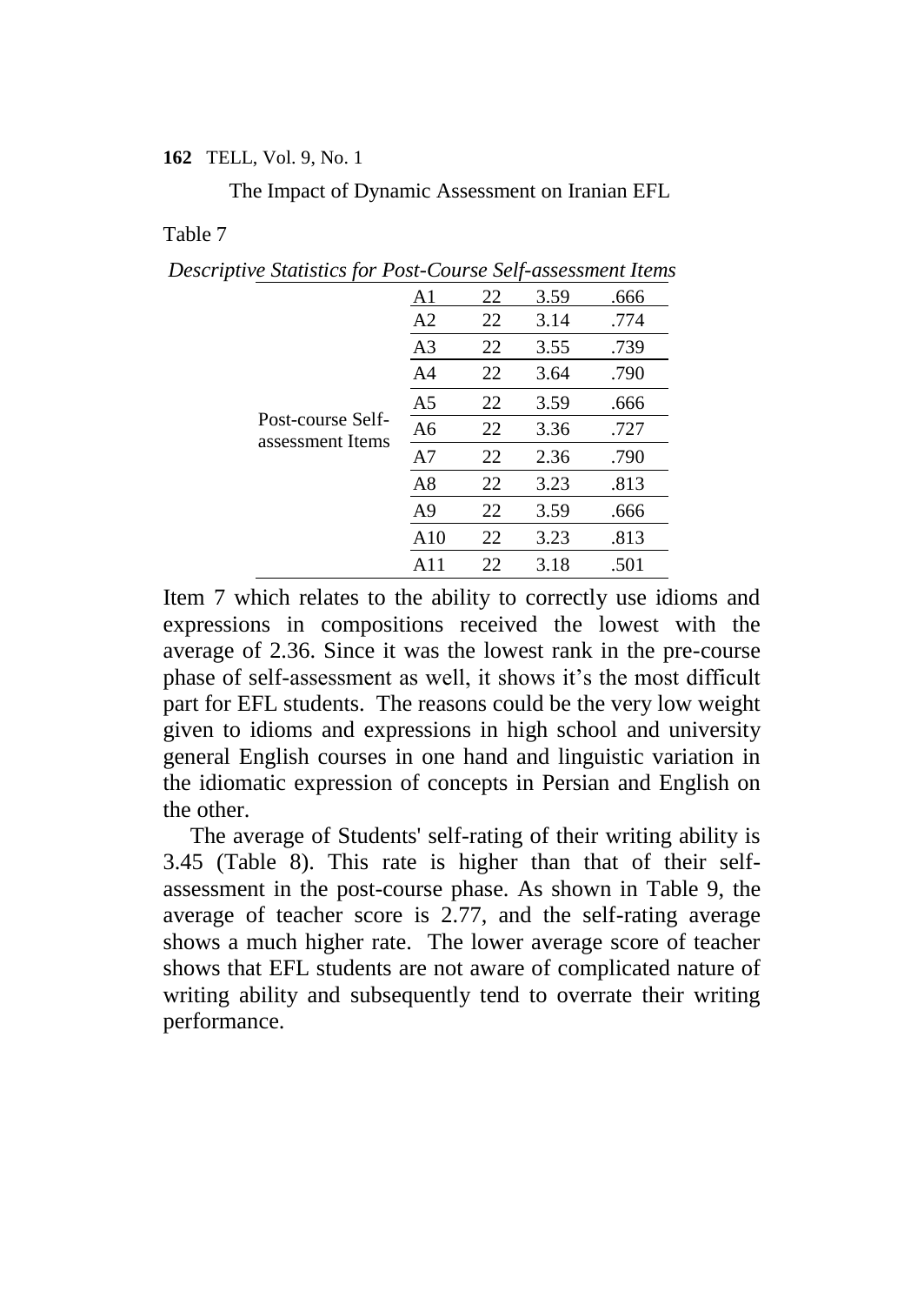Table 7

*Descriptive Statistics for Post-Course Self-assessment Items*

| | | | | |
|---|---|---|---|---|
| Post-course Self-assessment Items | A1 | 22 | 3.59 | .666 |
| | A2 | 22 | 3.14 | .774 |
| | A3 | 22 | 3.55 | .739 |
| | A4 | 22 | 3.64 | .790 |
| | A5 | 22 | 3.59 | .666 |
| | A6 | 22 | 3.36 | .727 |
| | A7 | 22 | 2.36 | .790 |
| | A8 | 22 | 3.23 | .813 |
| | A9 | 22 | 3.59 | .666 |
| | A10 | 22 | 3.23 | .813 |
| | A11 | 22 | 3.18 | .501 |

Item 7 which relates to the ability to correctly use idioms and expressions in compositions received the lowest with the average of 2.36. Since it was the lowest rank in the pre-course phase of self-assessment as well, it shows it's the most difficult part for EFL students. The reasons could be the very low weight given to idioms and expressions in high school and university general English courses in one hand and linguistic variation in the idiomatic expression of concepts in Persian and English on the other.

The average of Students' self-rating of their writing ability is 3.45 (Table 8). This rate is higher than that of their self-assessment in the post-course phase. As shown in Table 9, the average of teacher score is 2.77, and the self-rating average shows a much higher rate. The lower average score of teacher shows that EFL students are not aware of complicated nature of writing ability and subsequently tend to overrate their writing performance.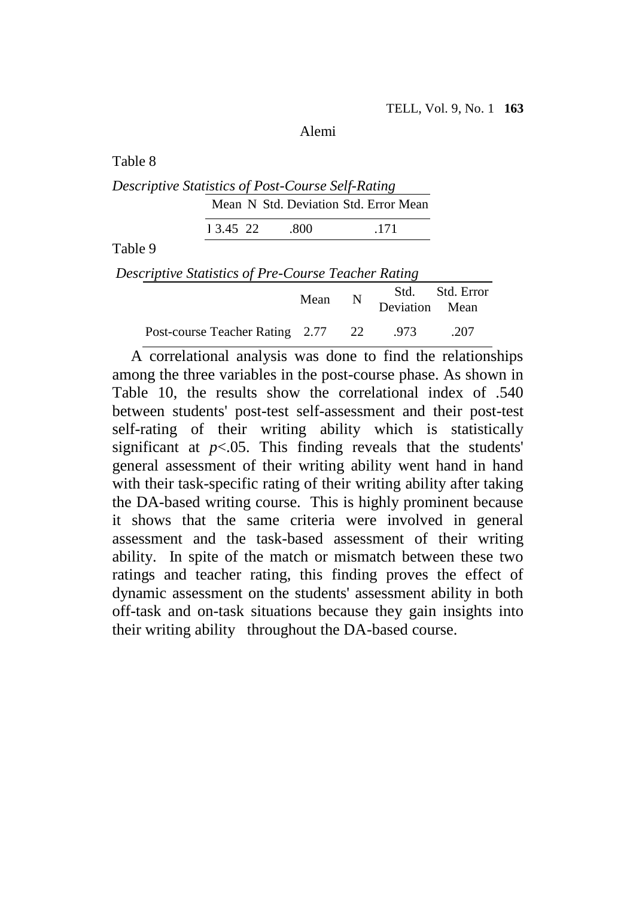Table 8

*Descriptive Statistics of Post-Course Self-Rating*

| | Mean | N | Std. Deviation | Std. Error Mean |
|---|---|---|---|---|
| l | 3.45 | 22 | .800 | .171 |

Table 9

*Descriptive Statistics of Pre-Course Teacher Rating*

| | Mean | N | Std. Deviation | Std. Error Mean |
|---|---|---|---|---|
| Post-course Teacher Rating | 2.77 | 22 | .973 | .207 |

A correlational analysis was done to find the relationships among the three variables in the post-course phase. As shown in Table 10, the results show the correlational index of .540 between students' post-test self-assessment and their post-test self-rating of their writing ability which is statistically significant at $p<.05$. This finding reveals that the students' general assessment of their writing ability went hand in hand with their task-specific rating of their writing ability after taking the DA-based writing course. This is highly prominent because it shows that the same criteria were involved in general assessment and the task-based assessment of their writing ability. In spite of the match or mismatch between these two ratings and teacher rating, this finding proves the effect of dynamic assessment on the students' assessment ability in both off-task and on-task situations because they gain insights into their writing ability throughout the DA-based course.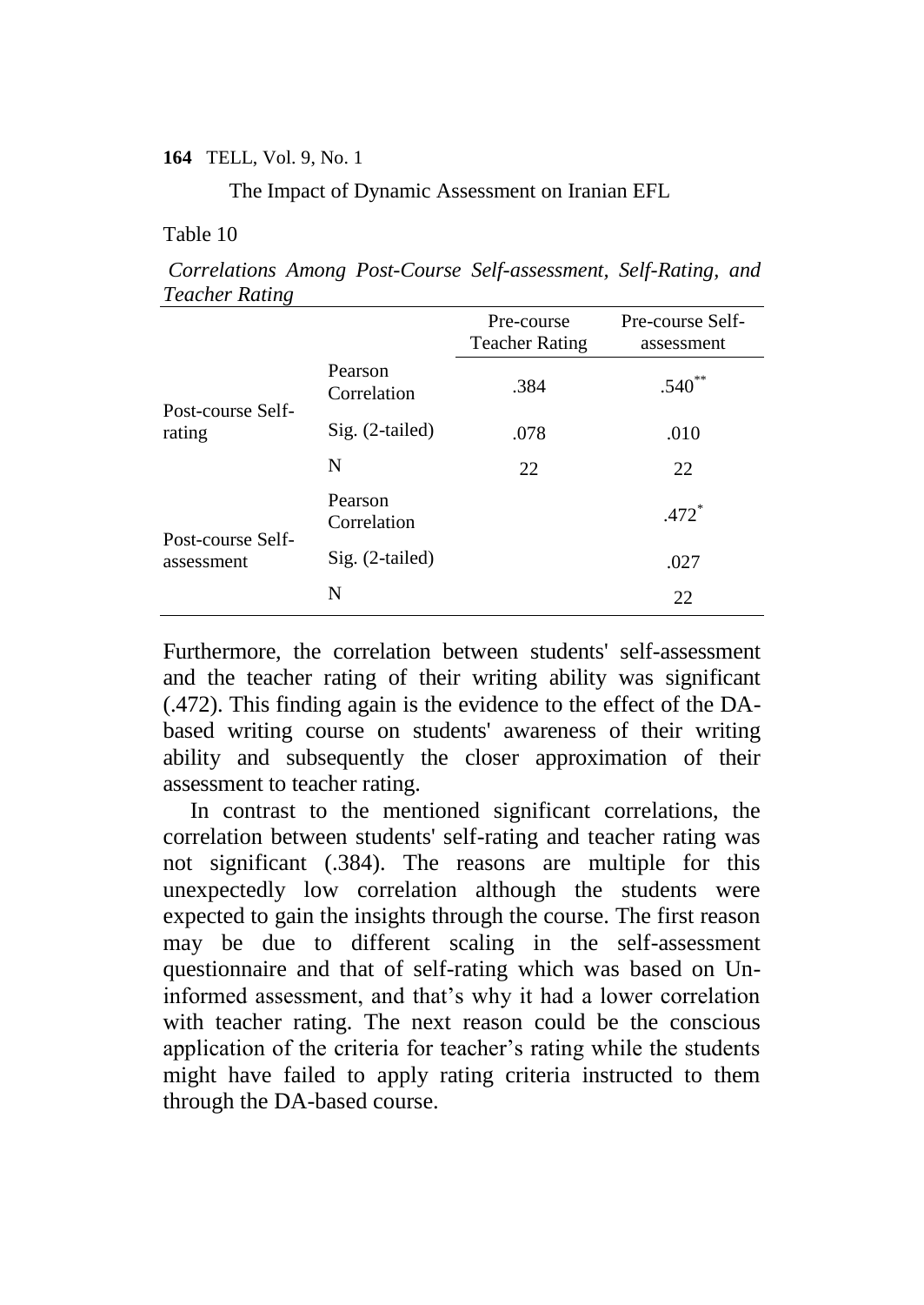Table 10

*Correlations Among Post-Course Self-assessment, Self-Rating, and Teacher Rating*

| | | Pre-course Teacher Rating | Pre-course Self-assessment |
|---|---|---|---|
| Post-course Self-rating | Pearson Correlation | .384 | .540** |
| | Sig. (2-tailed) | .078 | .010 |
| | N | 22 | 22 |
| Post-course Self-assessment | Pearson Correlation | | .472* |
| | Sig. (2-tailed) | | .027 |
| | N | | 22 |

Furthermore, the correlation between students' self-assessment and the teacher rating of their writing ability was significant (.472). This finding again is the evidence to the effect of the DA-based writing course on students' awareness of their writing ability and subsequently the closer approximation of their assessment to teacher rating.

In contrast to the mentioned significant correlations, the correlation between students' self-rating and teacher rating was not significant (.384). The reasons are multiple for this unexpectedly low correlation although the students were expected to gain the insights through the course. The first reason may be due to different scaling in the self-assessment questionnaire and that of self-rating which was based on Un-informed assessment, and that's why it had a lower correlation with teacher rating. The next reason could be the conscious application of the criteria for teacher's rating while the students might have failed to apply rating criteria instructed to them through the DA-based course.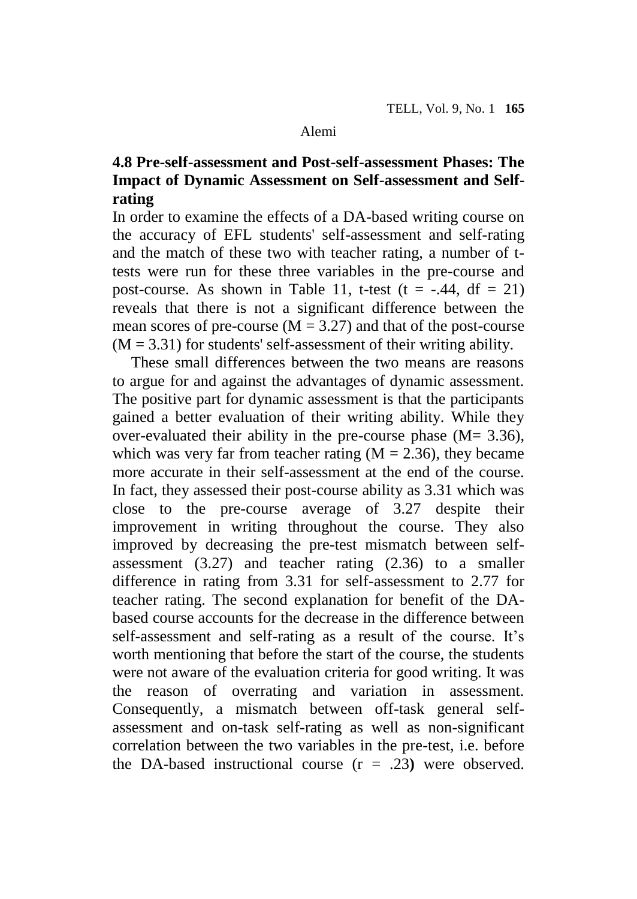## 4.8 Pre-self-assessment and Post-self-assessment Phases: The Impact of Dynamic Assessment on Self-assessment and Self-rating

In order to examine the effects of a DA-based writing course on the accuracy of EFL students' self-assessment and self-rating and the match of these two with teacher rating, a number of t-tests were run for these three variables in the pre-course and post-course. As shown in Table 11, t-test ($t = -.44$, $df = 21$) reveals that there is not a significant difference between the mean scores of pre-course ($M = 3.27$) and that of the post-course ($M = 3.31$) for students' self-assessment of their writing ability.

These small differences between the two means are reasons to argue for and against the advantages of dynamic assessment. The positive part for dynamic assessment is that the participants gained a better evaluation of their writing ability. While they over-evaluated their ability in the pre-course phase ($M= 3.36$), which was very far from teacher rating ($M = 2.36$), they became more accurate in their self-assessment at the end of the course. In fact, they assessed their post-course ability as 3.31 which was close to the pre-course average of 3.27 despite their improvement in writing throughout the course. They also improved by decreasing the pre-test mismatch between self-assessment (3.27) and teacher rating (2.36) to a smaller difference in rating from 3.31 for self-assessment to 2.77 for teacher rating. The second explanation for benefit of the DA-based course accounts for the decrease in the difference between self-assessment and self-rating as a result of the course. It's worth mentioning that before the start of the course, the students were not aware of the evaluation criteria for good writing. It was the reason of overrating and variation in assessment. Consequently, a mismatch between off-task general self-assessment and on-task self-rating as well as non-significant correlation between the two variables in the pre-test, i.e. before the DA-based instructional course ($r = .23$**)** were observed.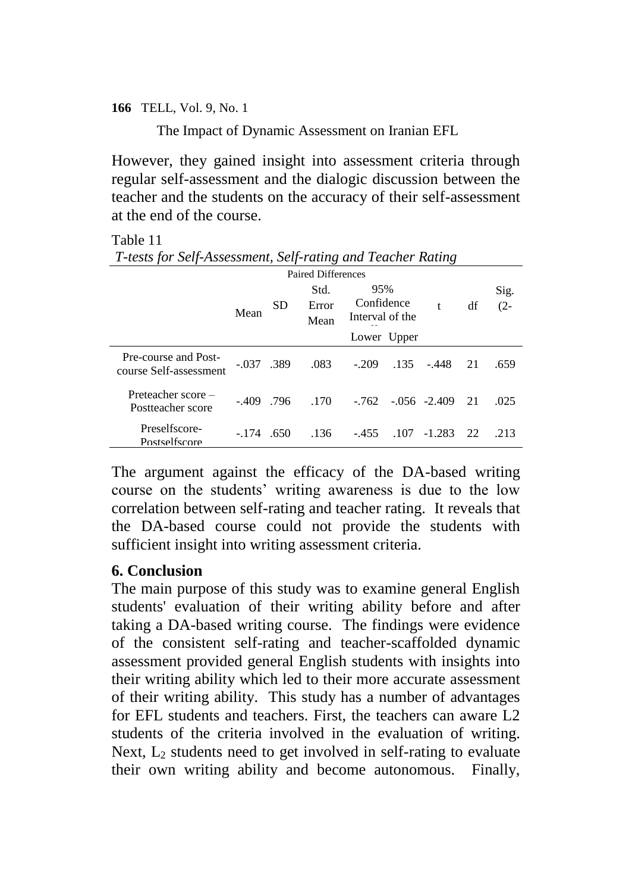However, they gained insight into assessment criteria through regular self-assessment and the dialogic discussion between the teacher and the students on the accuracy of their self-assessment at the end of the course.

Table 11
*T-tests for Self-Assessment, Self-rating and Teacher Rating*

| | Paired Differences | | | | | | | |
|---|---|---|---|---|---|---|---|---|
| | Mean | SD | Std. Error Mean | 95% Confidence Interval of the Lower | Upper | t | df | Sig. (2- |
| Pre-course and Post-course Self-assessment | -.037 | .389 | .083 | -.209 | .135 | -.448 | 21 | .659 |
| Preteacher score – Postteacher score | -.409 | .796 | .170 | -.762 | -.056 | -2.409 | 21 | .025 |
| Preselfscore-Postselfscore | -.174 | .650 | .136 | -.455 | .107 | -1.283 | 22 | .213 |

The argument against the efficacy of the DA-based writing course on the students' writing awareness is due to the low correlation between self-rating and teacher rating. It reveals that the DA-based course could not provide the students with sufficient insight into writing assessment criteria.

## 6. Conclusion

The main purpose of this study was to examine general English students' evaluation of their writing ability before and after taking a DA-based writing course. The findings were evidence of the consistent self-rating and teacher-scaffolded dynamic assessment provided general English students with insights into their writing ability which led to their more accurate assessment of their writing ability. This study has a number of advantages for EFL students and teachers. First, the teachers can aware L2 students of the criteria involved in the evaluation of writing. Next, $L_2$ students need to get involved in self-rating to evaluate their own writing ability and become autonomous. Finally,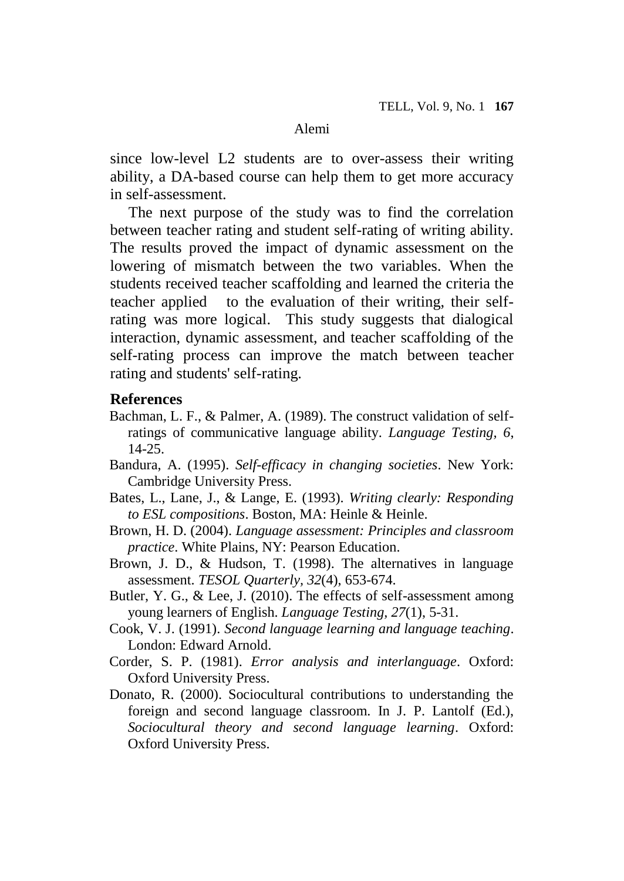since low-level L2 students are to over-assess their writing ability, a DA-based course can help them to get more accuracy in self-assessment.

The next purpose of the study was to find the correlation between teacher rating and student self-rating of writing ability. The results proved the impact of dynamic assessment on the lowering of mismatch between the two variables. When the students received teacher scaffolding and learned the criteria the teacher applied to the evaluation of their writing, their self-rating was more logical. This study suggests that dialogical interaction, dynamic assessment, and teacher scaffolding of the self-rating process can improve the match between teacher rating and students' self-rating.

## References

Bachman, L. F., & Palmer, A. (1989). The construct validation of self-ratings of communicative language ability. *Language Testing, 6*, 14-25.

Bandura, A. (1995). *Self-efficacy in changing societies*. New York: Cambridge University Press.

Bates, L., Lane, J., & Lange, E. (1993). *Writing clearly: Responding to ESL compositions*. Boston, MA: Heinle & Heinle.

Brown, H. D. (2004). *Language assessment: Principles and classroom practice*. White Plains, NY: Pearson Education.

Brown, J. D., & Hudson, T. (1998). The alternatives in language assessment. *TESOL Quarterly, 32*(4), 653-674.

Butler, Y. G., & Lee, J. (2010). The effects of self-assessment among young learners of English. *Language Testing, 27*(1), 5-31.

Cook, V. J. (1991). *Second language learning and language teaching*. London: Edward Arnold.

Corder, S. P. (1981). *Error analysis and interlanguage*. Oxford: Oxford University Press.

Donato, R. (2000). Sociocultural contributions to understanding the foreign and second language classroom. In J. P. Lantolf (Ed.), *Sociocultural theory and second language learning*. Oxford: Oxford University Press.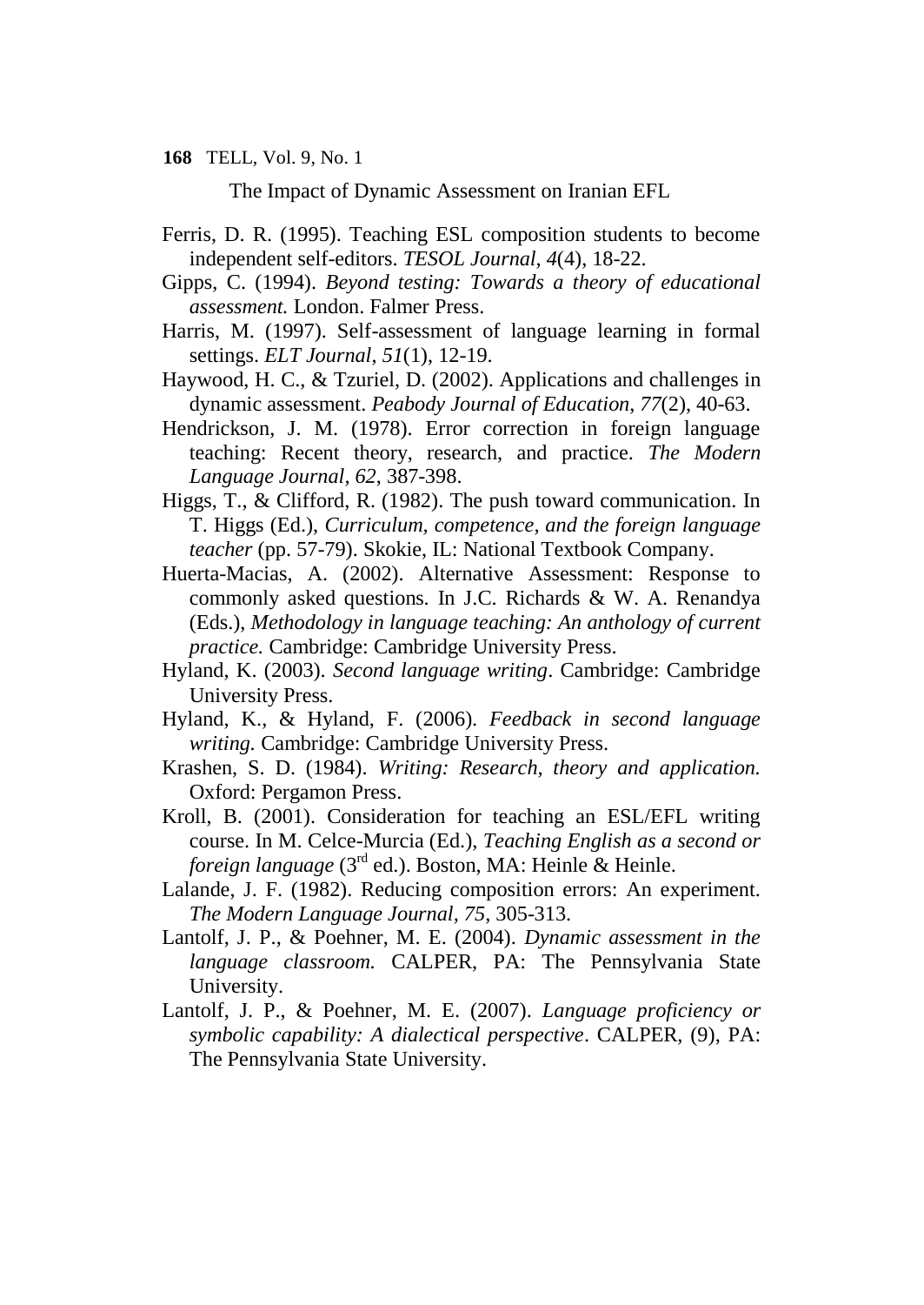Ferris, D. R. (1995). Teaching ESL composition students to become independent self-editors. *TESOL Journal, 4*(4), 18-22.

Gipps, C. (1994). *Beyond testing: Towards a theory of educational assessment.* London. Falmer Press.

Harris, M. (1997). Self-assessment of language learning in formal settings. *ELT Journal*, *51*(1), 12-19.

Haywood, H. C., & Tzuriel, D. (2002). Applications and challenges in dynamic assessment. *Peabody Journal of Education*, *77*(2), 40-63.

Hendrickson, J. M. (1978). Error correction in foreign language teaching: Recent theory, research, and practice. *The Modern Language Journal, 62*, 387-398.

Higgs, T., & Clifford, R. (1982). The push toward communication. In T. Higgs (Ed.), *Curriculum, competence, and the foreign language teacher* (pp. 57-79). Skokie, IL: National Textbook Company.

Huerta-Macias, A. (2002). Alternative Assessment: Response to commonly asked questions. In J.C. Richards & W. A. Renandya (Eds.), *Methodology in language teaching: An anthology of current practice.* Cambridge: Cambridge University Press.

Hyland, K. (2003). *Second language writing*. Cambridge: Cambridge University Press.

Hyland, K., & Hyland, F. (2006). *Feedback in second language writing.* Cambridge: Cambridge University Press.

Krashen, S. D. (1984). *Writing: Research, theory and application.* Oxford: Pergamon Press.

Kroll, B. (2001). Consideration for teaching an ESL/EFL writing course. In M. Celce-Murcia (Ed.), *Teaching English as a second or foreign language* (3rd ed.). Boston, MA: Heinle & Heinle.

Lalande, J. F. (1982). Reducing composition errors: An experiment. *The Modern Language Journal, 75*, 305-313.

Lantolf, J. P., & Poehner, M. E. (2004). *Dynamic assessment in the language classroom.* CALPER, PA: The Pennsylvania State University.

Lantolf, J. P., & Poehner, M. E. (2007). *Language proficiency or symbolic capability: A dialectical perspective*. CALPER, (9), PA: The Pennsylvania State University.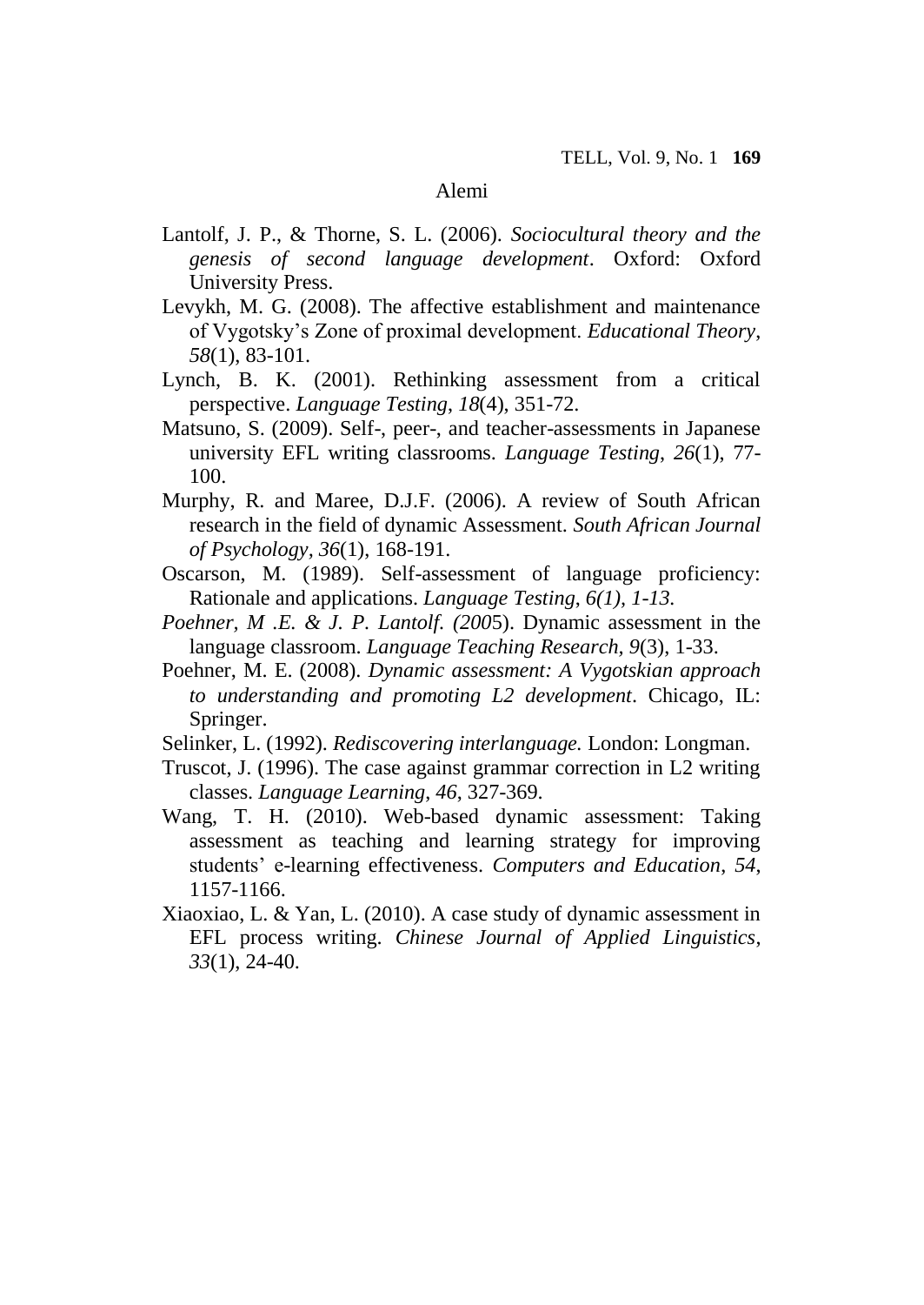Lantolf, J. P., & Thorne, S. L. (2006). *Sociocultural theory and the genesis of second language development*. Oxford: Oxford University Press.

Levykh, M. G. (2008). The affective establishment and maintenance of Vygotsky's Zone of proximal development. *Educational Theory*, *58*(1), 83-101.

Lynch, B. K. (2001). Rethinking assessment from a critical perspective. *Language Testing*, *18*(4), 351-72.

Matsuno, S. (2009). Self-, peer-, and teacher-assessments in Japanese university EFL writing classrooms. *Language Testing*, *26*(1), 77-100.

Murphy, R. and Maree, D.J.F. (2006). A review of South African research in the field of dynamic Assessment. *South African Journal of Psychology, 36*(1), 168-191.

Oscarson, M. (1989). Self-assessment of language proficiency: Rationale and applications. *Language Testing*, *6(1), 1-13.*

*Poehner, M .E. & J. P. Lantolf. (200*5). Dynamic assessment in the language classroom. *Language Teaching Research, 9*(3), 1-33.

Poehner, M. E. (2008). *Dynamic assessment: A Vygotskian approach to understanding and promoting L2 development*. Chicago, IL: Springer.

Selinker, L. (1992). *Rediscovering interlanguage.* London: Longman.

Truscot, J. (1996). The case against grammar correction in L2 writing classes. *Language Learning*, *46*, 327-369.

Wang, T. H. (2010). Web-based dynamic assessment: Taking assessment as teaching and learning strategy for improving students' e-learning effectiveness. *Computers and Education*, *54*, 1157-1166.

Xiaoxiao, L. & Yan, L. (2010). A case study of dynamic assessment in EFL process writing. *Chinese Journal of Applied Linguistics*, *33*(1), 24-40.